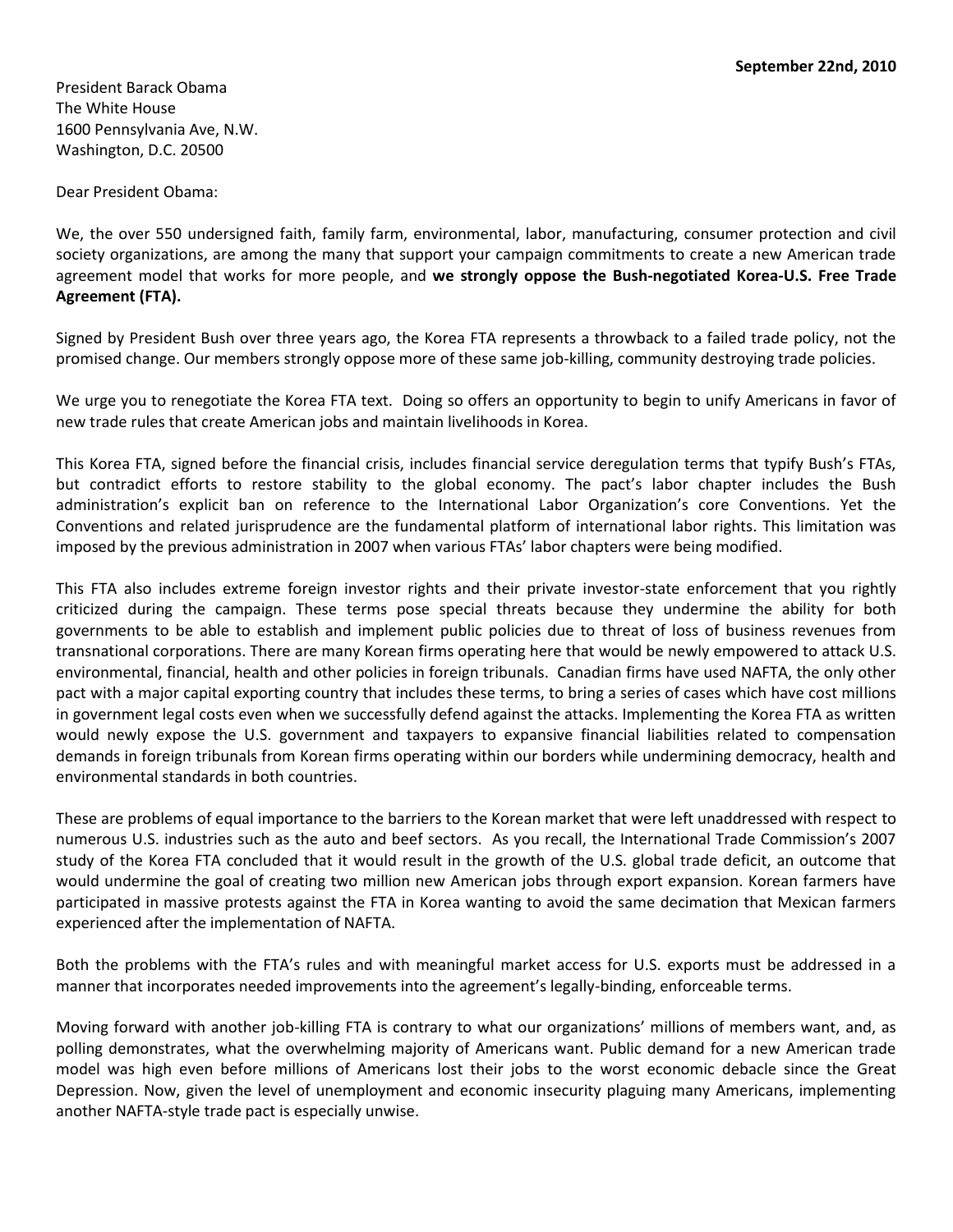**September 22nd, 2010**

President Barack Obama
The White House
1600 Pennsylvania Ave, N.W.
Washington, D.C. 20500

Dear President Obama:

We, the over 550 undersigned faith, family farm, environmental, labor, manufacturing, consumer protection and civil society organizations, are among the many that support your campaign commitments to create a new American trade agreement model that works for more people, and **we strongly oppose the Bush-negotiated Korea-U.S. Free Trade Agreement (FTA).**

Signed by President Bush over three years ago, the Korea FTA represents a throwback to a failed trade policy, not the promised change. Our members strongly oppose more of these same job-killing, community destroying trade policies.

We urge you to renegotiate the Korea FTA text. Doing so offers an opportunity to begin to unify Americans in favor of new trade rules that create American jobs and maintain livelihoods in Korea.

This Korea FTA, signed before the financial crisis, includes financial service deregulation terms that typify Bush's FTAs, but contradict efforts to restore stability to the global economy. The pact's labor chapter includes the Bush administration's explicit ban on reference to the International Labor Organization's core Conventions. Yet the Conventions and related jurisprudence are the fundamental platform of international labor rights. This limitation was imposed by the previous administration in 2007 when various FTAs' labor chapters were being modified.

This FTA also includes extreme foreign investor rights and their private investor-state enforcement that you rightly criticized during the campaign. These terms pose special threats because they undermine the ability for both governments to be able to establish and implement public policies due to threat of loss of business revenues from transnational corporations. There are many Korean firms operating here that would be newly empowered to attack U.S. environmental, financial, health and other policies in foreign tribunals. Canadian firms have used NAFTA, the only other pact with a major capital exporting country that includes these terms, to bring a series of cases which have cost millions in government legal costs even when we successfully defend against the attacks. Implementing the Korea FTA as written would newly expose the U.S. government and taxpayers to expansive financial liabilities related to compensation demands in foreign tribunals from Korean firms operating within our borders while undermining democracy, health and environmental standards in both countries.

These are problems of equal importance to the barriers to the Korean market that were left unaddressed with respect to numerous U.S. industries such as the auto and beef sectors. As you recall, the International Trade Commission's 2007 study of the Korea FTA concluded that it would result in the growth of the U.S. global trade deficit, an outcome that would undermine the goal of creating two million new American jobs through export expansion. Korean farmers have participated in massive protests against the FTA in Korea wanting to avoid the same decimation that Mexican farmers experienced after the implementation of NAFTA.

Both the problems with the FTA's rules and with meaningful market access for U.S. exports must be addressed in a manner that incorporates needed improvements into the agreement's legally-binding, enforceable terms.

Moving forward with another job-killing FTA is contrary to what our organizations' millions of members want, and, as polling demonstrates, what the overwhelming majority of Americans want. Public demand for a new American trade model was high even before millions of Americans lost their jobs to the worst economic debacle since the Great Depression. Now, given the level of unemployment and economic insecurity plaguing many Americans, implementing another NAFTA-style trade pact is especially unwise.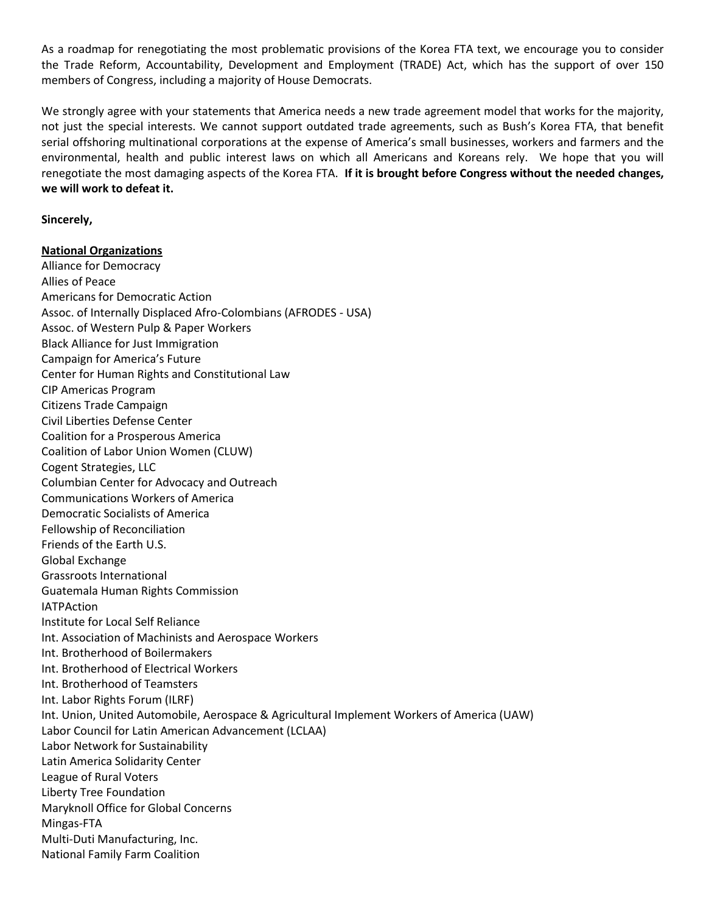As a roadmap for renegotiating the most problematic provisions of the Korea FTA text, we encourage you to consider the Trade Reform, Accountability, Development and Employment (TRADE) Act, which has the support of over 150 members of Congress, including a majority of House Democrats.

We strongly agree with your statements that America needs a new trade agreement model that works for the majority, not just the special interests. We cannot support outdated trade agreements, such as Bush's Korea FTA, that benefit serial offshoring multinational corporations at the expense of America's small businesses, workers and farmers and the environmental, health and public interest laws on which all Americans and Koreans rely. We hope that you will renegotiate the most damaging aspects of the Korea FTA. **If it is brought before Congress without the needed changes, we will work to defeat it.**

**Sincerely,**

**National Organizations**

Alliance for Democracy
Allies of Peace
Americans for Democratic Action
Assoc. of Internally Displaced Afro-Colombians (AFRODES - USA)
Assoc. of Western Pulp & Paper Workers
Black Alliance for Just Immigration
Campaign for America's Future
Center for Human Rights and Constitutional Law
CIP Americas Program
Citizens Trade Campaign
Civil Liberties Defense Center
Coalition for a Prosperous America
Coalition of Labor Union Women (CLUW)
Cogent Strategies, LLC
Columbian Center for Advocacy and Outreach
Communications Workers of America
Democratic Socialists of America
Fellowship of Reconciliation
Friends of the Earth U.S.
Global Exchange
Grassroots International
Guatemala Human Rights Commission
IATPAction
Institute for Local Self Reliance
Int. Association of Machinists and Aerospace Workers
Int. Brotherhood of Boilermakers
Int. Brotherhood of Electrical Workers
Int. Brotherhood of Teamsters
Int. Labor Rights Forum (ILRF)
Int. Union, United Automobile, Aerospace & Agricultural Implement Workers of America (UAW)
Labor Council for Latin American Advancement (LCLAA)
Labor Network for Sustainability
Latin America Solidarity Center
League of Rural Voters
Liberty Tree Foundation
Maryknoll Office for Global Concerns
Mingas-FTA
Multi-Duti Manufacturing, Inc.
National Family Farm Coalition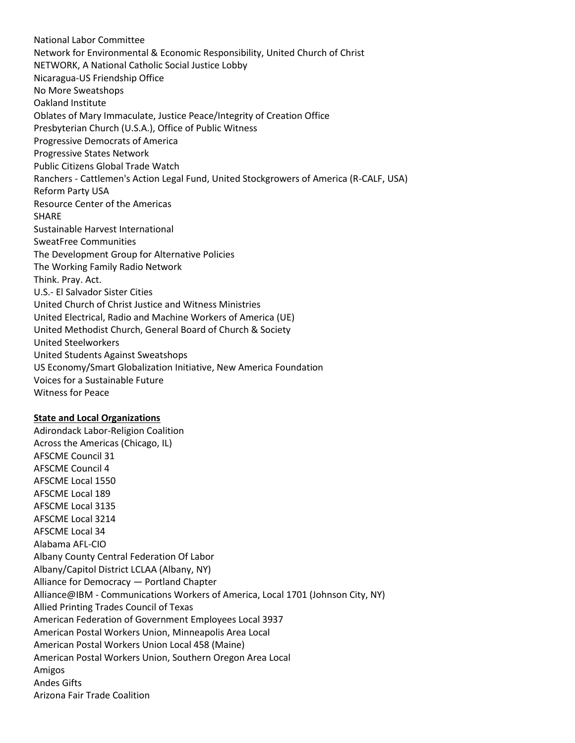National Labor Committee
Network for Environmental & Economic Responsibility, United Church of Christ
NETWORK, A National Catholic Social Justice Lobby
Nicaragua-US Friendship Office
No More Sweatshops
Oakland Institute
Oblates of Mary Immaculate, Justice Peace/Integrity of Creation Office
Presbyterian Church (U.S.A.), Office of Public Witness
Progressive Democrats of America
Progressive States Network
Public Citizens Global Trade Watch
Ranchers - Cattlemen's Action Legal Fund, United Stockgrowers of America (R-CALF, USA)
Reform Party USA
Resource Center of the Americas
SHARE
Sustainable Harvest International
SweatFree Communities
The Development Group for Alternative Policies
The Working Family Radio Network
Think. Pray. Act.
U.S.- El Salvador Sister Cities
United Church of Christ Justice and Witness Ministries
United Electrical, Radio and Machine Workers of America (UE)
United Methodist Church, General Board of Church & Society
United Steelworkers
United Students Against Sweatshops
US Economy/Smart Globalization Initiative, New America Foundation
Voices for a Sustainable Future
Witness for Peace

**State and Local Organizations**

Adirondack Labor-Religion Coalition
Across the Americas (Chicago, IL)
AFSCME Council 31
AFSCME Council 4
AFSCME Local 1550
AFSCME Local 189
AFSCME Local 3135
AFSCME Local 3214
AFSCME Local 34
Alabama AFL-CIO
Albany County Central Federation Of Labor
Albany/Capitol District LCLAA (Albany, NY)
Alliance for Democracy — Portland Chapter
Alliance@IBM - Communications Workers of America, Local 1701 (Johnson City, NY)
Allied Printing Trades Council of Texas
American Federation of Government Employees Local 3937
American Postal Workers Union, Minneapolis Area Local
American Postal Workers Union Local 458 (Maine)
American Postal Workers Union, Southern Oregon Area Local
Amigos
Andes Gifts
Arizona Fair Trade Coalition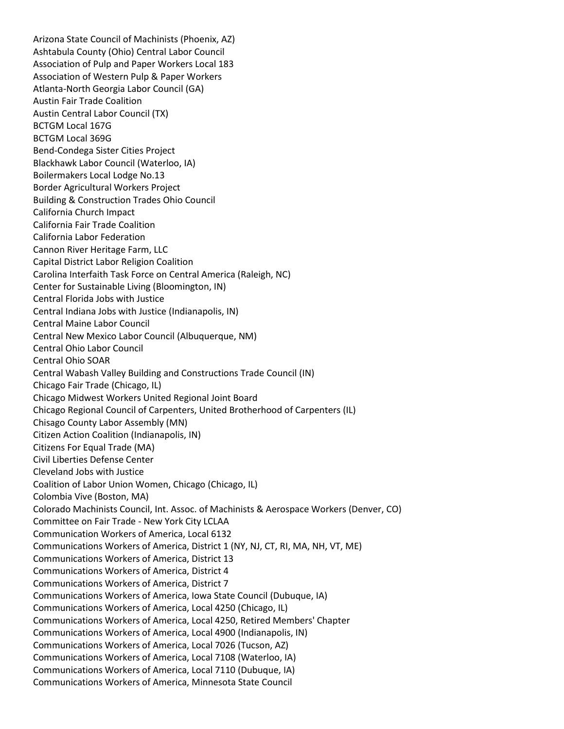Arizona State Council of Machinists (Phoenix, AZ)
Ashtabula County (Ohio) Central Labor Council
Association of Pulp and Paper Workers Local 183
Association of Western Pulp & Paper Workers
Atlanta-North Georgia Labor Council (GA)
Austin Fair Trade Coalition
Austin Central Labor Council (TX)
BCTGM Local 167G
BCTGM Local 369G
Bend-Condega Sister Cities Project
Blackhawk Labor Council (Waterloo, IA)
Boilermakers Local Lodge No.13
Border Agricultural Workers Project
Building & Construction Trades Ohio Council
California Church Impact
California Fair Trade Coalition
California Labor Federation
Cannon River Heritage Farm, LLC
Capital District Labor Religion Coalition
Carolina Interfaith Task Force on Central America (Raleigh, NC)
Center for Sustainable Living (Bloomington, IN)
Central Florida Jobs with Justice
Central Indiana Jobs with Justice (Indianapolis, IN)
Central Maine Labor Council
Central New Mexico Labor Council (Albuquerque, NM)
Central Ohio Labor Council
Central Ohio SOAR
Central Wabash Valley Building and Constructions Trade Council (IN)
Chicago Fair Trade (Chicago, IL)
Chicago Midwest Workers United Regional Joint Board
Chicago Regional Council of Carpenters, United Brotherhood of Carpenters (IL)
Chisago County Labor Assembly (MN)
Citizen Action Coalition (Indianapolis, IN)
Citizens For Equal Trade (MA)
Civil Liberties Defense Center
Cleveland Jobs with Justice
Coalition of Labor Union Women, Chicago (Chicago, IL)
Colombia Vive (Boston, MA)
Colorado Machinists Council, Int. Assoc. of Machinists & Aerospace Workers (Denver, CO)
Committee on Fair Trade - New York City LCLAA
Communication Workers of America, Local 6132
Communications Workers of America, District 1 (NY, NJ, CT, RI, MA, NH, VT, ME)
Communications Workers of America, District 13
Communications Workers of America, District 4
Communications Workers of America, District 7
Communications Workers of America, Iowa State Council (Dubuque, IA)
Communications Workers of America, Local 4250 (Chicago, IL)
Communications Workers of America, Local 4250, Retired Members' Chapter
Communications Workers of America, Local 4900 (Indianapolis, IN)
Communications Workers of America, Local 7026 (Tucson, AZ)
Communications Workers of America, Local 7108 (Waterloo, IA)
Communications Workers of America, Local 7110 (Dubuque, IA)
Communications Workers of America, Minnesota State Council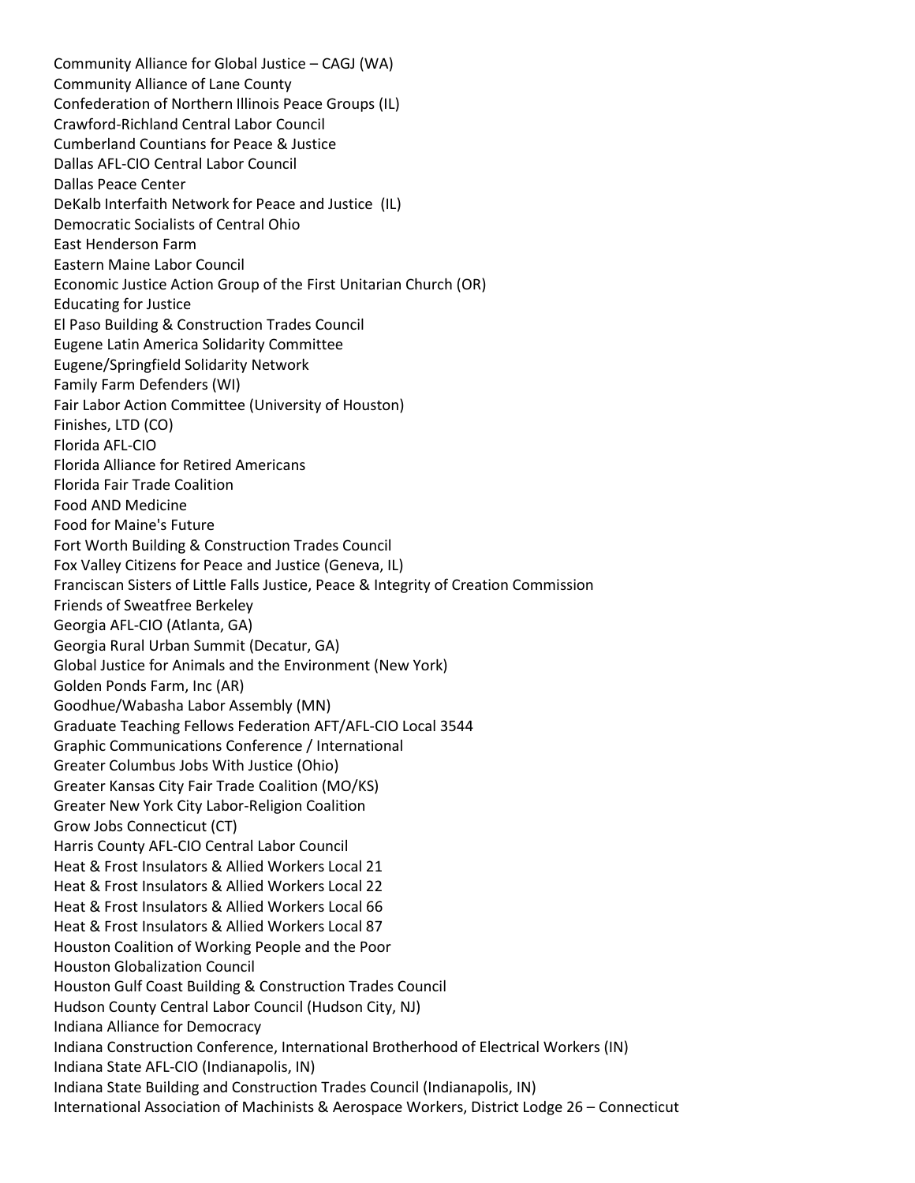Community Alliance for Global Justice – CAGJ (WA)
Community Alliance of Lane County
Confederation of Northern Illinois Peace Groups (IL)
Crawford-Richland Central Labor Council
Cumberland Countians for Peace & Justice
Dallas AFL-CIO Central Labor Council
Dallas Peace Center
DeKalb Interfaith Network for Peace and Justice (IL)
Democratic Socialists of Central Ohio
East Henderson Farm
Eastern Maine Labor Council
Economic Justice Action Group of the First Unitarian Church (OR)
Educating for Justice
El Paso Building & Construction Trades Council
Eugene Latin America Solidarity Committee
Eugene/Springfield Solidarity Network
Family Farm Defenders (WI)
Fair Labor Action Committee (University of Houston)
Finishes, LTD (CO)
Florida AFL-CIO
Florida Alliance for Retired Americans
Florida Fair Trade Coalition
Food AND Medicine
Food for Maine's Future
Fort Worth Building & Construction Trades Council
Fox Valley Citizens for Peace and Justice (Geneva, IL)
Franciscan Sisters of Little Falls Justice, Peace & Integrity of Creation Commission
Friends of Sweatfree Berkeley
Georgia AFL-CIO (Atlanta, GA)
Georgia Rural Urban Summit (Decatur, GA)
Global Justice for Animals and the Environment (New York)
Golden Ponds Farm, Inc (AR)
Goodhue/Wabasha Labor Assembly (MN)
Graduate Teaching Fellows Federation AFT/AFL-CIO Local 3544
Graphic Communications Conference / International
Greater Columbus Jobs With Justice (Ohio)
Greater Kansas City Fair Trade Coalition (MO/KS)
Greater New York City Labor-Religion Coalition
Grow Jobs Connecticut (CT)
Harris County AFL-CIO Central Labor Council
Heat & Frost Insulators & Allied Workers Local 21
Heat & Frost Insulators & Allied Workers Local 22
Heat & Frost Insulators & Allied Workers Local 66
Heat & Frost Insulators & Allied Workers Local 87
Houston Coalition of Working People and the Poor
Houston Globalization Council
Houston Gulf Coast Building & Construction Trades Council
Hudson County Central Labor Council (Hudson City, NJ)
Indiana Alliance for Democracy
Indiana Construction Conference, International Brotherhood of Electrical Workers (IN)
Indiana State AFL-CIO (Indianapolis, IN)
Indiana State Building and Construction Trades Council (Indianapolis, IN)
International Association of Machinists & Aerospace Workers, District Lodge 26 – Connecticut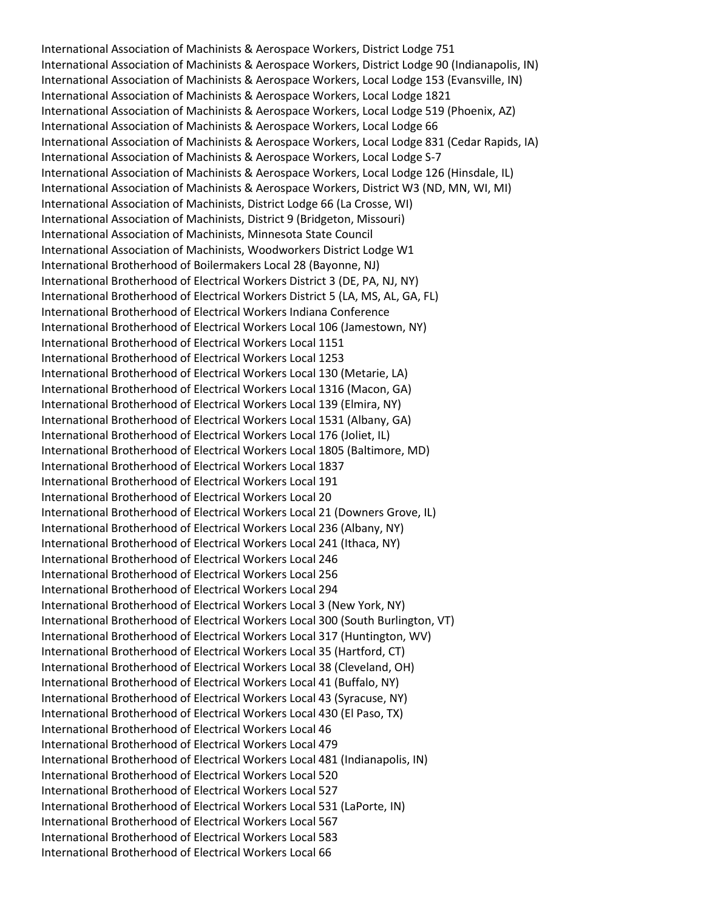International Association of Machinists & Aerospace Workers, District Lodge 751
International Association of Machinists & Aerospace Workers, District Lodge 90 (Indianapolis, IN)
International Association of Machinists & Aerospace Workers, Local Lodge 153 (Evansville, IN)
International Association of Machinists & Aerospace Workers, Local Lodge 1821
International Association of Machinists & Aerospace Workers, Local Lodge 519 (Phoenix, AZ)
International Association of Machinists & Aerospace Workers, Local Lodge 66
International Association of Machinists & Aerospace Workers, Local Lodge 831 (Cedar Rapids, IA)
International Association of Machinists & Aerospace Workers, Local Lodge S-7
International Association of Machinists & Aerospace Workers, Local Lodge 126 (Hinsdale, IL)
International Association of Machinists & Aerospace Workers, District W3 (ND, MN, WI, MI)
International Association of Machinists, District Lodge 66 (La Crosse, WI)
International Association of Machinists, District 9 (Bridgeton, Missouri)
International Association of Machinists, Minnesota State Council
International Association of Machinists, Woodworkers District Lodge W1
International Brotherhood of Boilermakers Local 28 (Bayonne, NJ)
International Brotherhood of Electrical Workers District 3 (DE, PA, NJ, NY)
International Brotherhood of Electrical Workers District 5 (LA, MS, AL, GA, FL)
International Brotherhood of Electrical Workers Indiana Conference
International Brotherhood of Electrical Workers Local 106 (Jamestown, NY)
International Brotherhood of Electrical Workers Local 1151
International Brotherhood of Electrical Workers Local 1253
International Brotherhood of Electrical Workers Local 130 (Metarie, LA)
International Brotherhood of Electrical Workers Local 1316 (Macon, GA)
International Brotherhood of Electrical Workers Local 139 (Elmira, NY)
International Brotherhood of Electrical Workers Local 1531 (Albany, GA)
International Brotherhood of Electrical Workers Local 176 (Joliet, IL)
International Brotherhood of Electrical Workers Local 1805 (Baltimore, MD)
International Brotherhood of Electrical Workers Local 1837
International Brotherhood of Electrical Workers Local 191
International Brotherhood of Electrical Workers Local 20
International Brotherhood of Electrical Workers Local 21 (Downers Grove, IL)
International Brotherhood of Electrical Workers Local 236 (Albany, NY)
International Brotherhood of Electrical Workers Local 241 (Ithaca, NY)
International Brotherhood of Electrical Workers Local 246
International Brotherhood of Electrical Workers Local 256
International Brotherhood of Electrical Workers Local 294
International Brotherhood of Electrical Workers Local 3 (New York, NY)
International Brotherhood of Electrical Workers Local 300 (South Burlington, VT)
International Brotherhood of Electrical Workers Local 317 (Huntington, WV)
International Brotherhood of Electrical Workers Local 35 (Hartford, CT)
International Brotherhood of Electrical Workers Local 38 (Cleveland, OH)
International Brotherhood of Electrical Workers Local 41 (Buffalo, NY)
International Brotherhood of Electrical Workers Local 43 (Syracuse, NY)
International Brotherhood of Electrical Workers Local 430 (El Paso, TX)
International Brotherhood of Electrical Workers Local 46
International Brotherhood of Electrical Workers Local 479
International Brotherhood of Electrical Workers Local 481 (Indianapolis, IN)
International Brotherhood of Electrical Workers Local 520
International Brotherhood of Electrical Workers Local 527
International Brotherhood of Electrical Workers Local 531 (LaPorte, IN)
International Brotherhood of Electrical Workers Local 567
International Brotherhood of Electrical Workers Local 583
International Brotherhood of Electrical Workers Local 66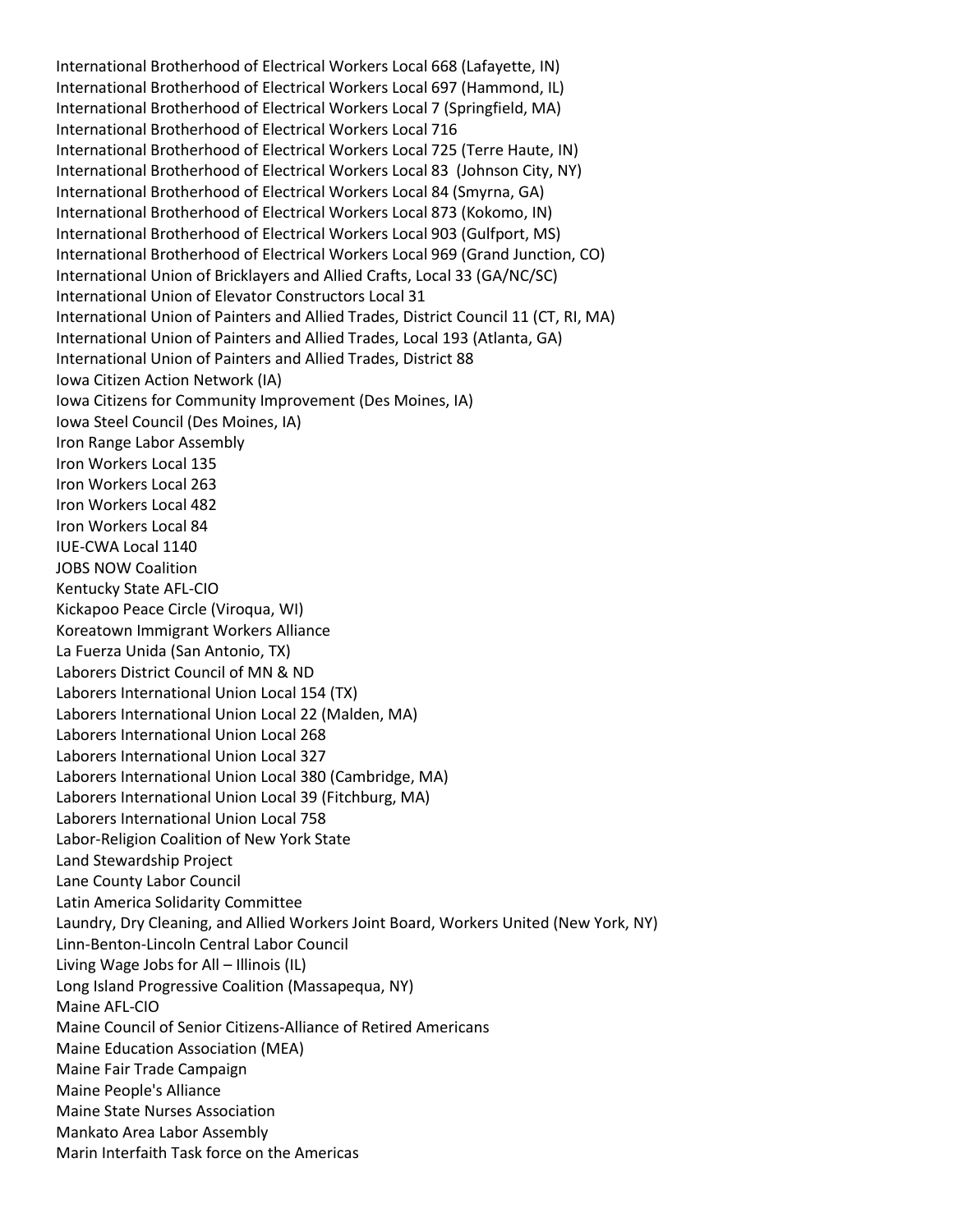International Brotherhood of Electrical Workers Local 668 (Lafayette, IN)
International Brotherhood of Electrical Workers Local 697 (Hammond, IL)
International Brotherhood of Electrical Workers Local 7 (Springfield, MA)
International Brotherhood of Electrical Workers Local 716
International Brotherhood of Electrical Workers Local 725 (Terre Haute, IN)
International Brotherhood of Electrical Workers Local 83 (Johnson City, NY)
International Brotherhood of Electrical Workers Local 84 (Smyrna, GA)
International Brotherhood of Electrical Workers Local 873 (Kokomo, IN)
International Brotherhood of Electrical Workers Local 903 (Gulfport, MS)
International Brotherhood of Electrical Workers Local 969 (Grand Junction, CO)
International Union of Bricklayers and Allied Crafts, Local 33 (GA/NC/SC)
International Union of Elevator Constructors Local 31
International Union of Painters and Allied Trades, District Council 11 (CT, RI, MA)
International Union of Painters and Allied Trades, Local 193 (Atlanta, GA)
International Union of Painters and Allied Trades, District 88
Iowa Citizen Action Network (IA)
Iowa Citizens for Community Improvement (Des Moines, IA)
Iowa Steel Council (Des Moines, IA)
Iron Range Labor Assembly
Iron Workers Local 135
Iron Workers Local 263
Iron Workers Local 482
Iron Workers Local 84
IUE-CWA Local 1140
JOBS NOW Coalition
Kentucky State AFL-CIO
Kickapoo Peace Circle (Viroqua, WI)
Koreatown Immigrant Workers Alliance
La Fuerza Unida (San Antonio, TX)
Laborers District Council of MN & ND
Laborers International Union Local 154 (TX)
Laborers International Union Local 22 (Malden, MA)
Laborers International Union Local 268
Laborers International Union Local 327
Laborers International Union Local 380 (Cambridge, MA)
Laborers International Union Local 39 (Fitchburg, MA)
Laborers International Union Local 758
Labor-Religion Coalition of New York State
Land Stewardship Project
Lane County Labor Council
Latin America Solidarity Committee
Laundry, Dry Cleaning, and Allied Workers Joint Board, Workers United (New York, NY)
Linn-Benton-Lincoln Central Labor Council
Living Wage Jobs for All – Illinois (IL)
Long Island Progressive Coalition (Massapequa, NY)
Maine AFL-CIO
Maine Council of Senior Citizens-Alliance of Retired Americans
Maine Education Association (MEA)
Maine Fair Trade Campaign
Maine People's Alliance
Maine State Nurses Association
Mankato Area Labor Assembly
Marin Interfaith Task force on the Americas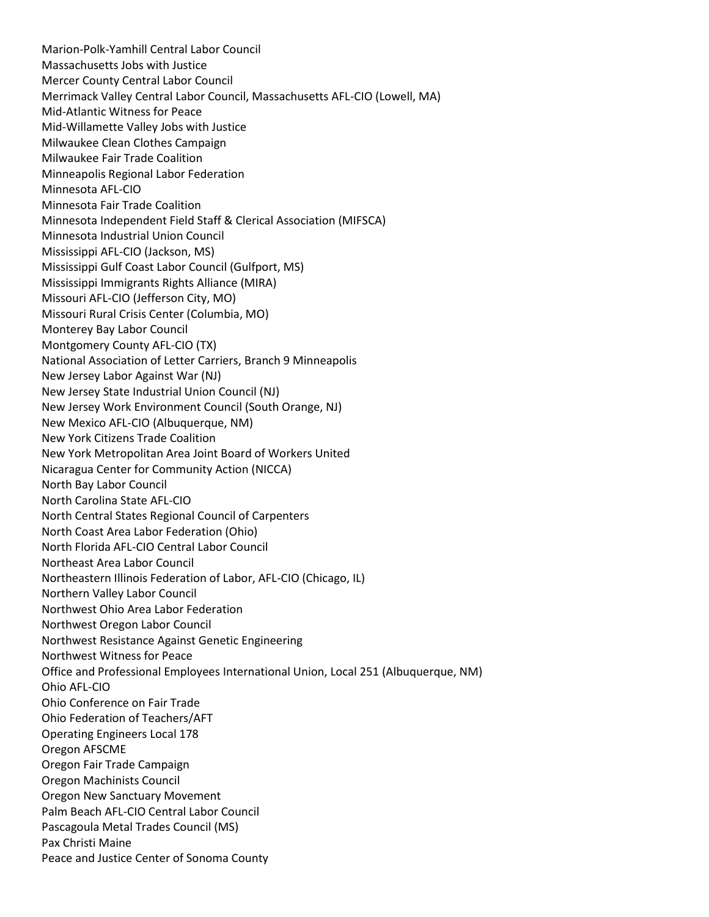Marion-Polk-Yamhill Central Labor Council
Massachusetts Jobs with Justice
Mercer County Central Labor Council
Merrimack Valley Central Labor Council, Massachusetts AFL-CIO (Lowell, MA)
Mid-Atlantic Witness for Peace
Mid-Willamette Valley Jobs with Justice
Milwaukee Clean Clothes Campaign
Milwaukee Fair Trade Coalition
Minneapolis Regional Labor Federation
Minnesota AFL-CIO
Minnesota Fair Trade Coalition
Minnesota Independent Field Staff & Clerical Association (MIFSCA)
Minnesota Industrial Union Council
Mississippi AFL-CIO (Jackson, MS)
Mississippi Gulf Coast Labor Council (Gulfport, MS)
Mississippi Immigrants Rights Alliance (MIRA)
Missouri AFL-CIO (Jefferson City, MO)
Missouri Rural Crisis Center (Columbia, MO)
Monterey Bay Labor Council
Montgomery County AFL-CIO (TX)
National Association of Letter Carriers, Branch 9 Minneapolis
New Jersey Labor Against War (NJ)
New Jersey State Industrial Union Council (NJ)
New Jersey Work Environment Council (South Orange, NJ)
New Mexico AFL-CIO (Albuquerque, NM)
New York Citizens Trade Coalition
New York Metropolitan Area Joint Board of Workers United
Nicaragua Center for Community Action (NICCA)
North Bay Labor Council
North Carolina State AFL-CIO
North Central States Regional Council of Carpenters
North Coast Area Labor Federation (Ohio)
North Florida AFL-CIO Central Labor Council
Northeast Area Labor Council
Northeastern Illinois Federation of Labor, AFL-CIO (Chicago, IL)
Northern Valley Labor Council
Northwest Ohio Area Labor Federation
Northwest Oregon Labor Council
Northwest Resistance Against Genetic Engineering
Northwest Witness for Peace
Office and Professional Employees International Union, Local 251 (Albuquerque, NM)
Ohio AFL-CIO
Ohio Conference on Fair Trade
Ohio Federation of Teachers/AFT
Operating Engineers Local 178
Oregon AFSCME
Oregon Fair Trade Campaign
Oregon Machinists Council
Oregon New Sanctuary Movement
Palm Beach AFL-CIO Central Labor Council
Pascagoula Metal Trades Council (MS)
Pax Christi Maine
Peace and Justice Center of Sonoma County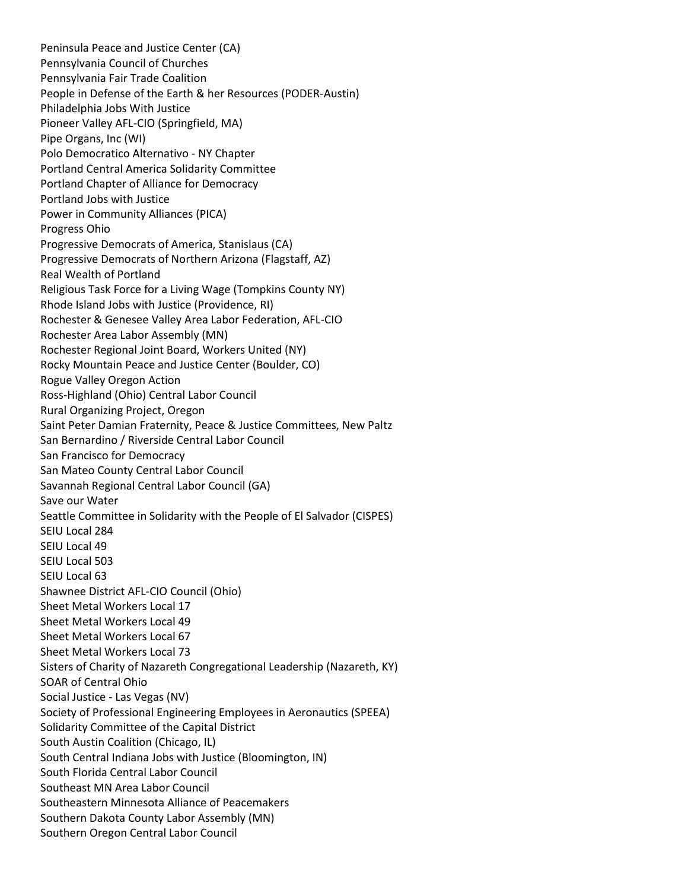Peninsula Peace and Justice Center (CA)
Pennsylvania Council of Churches
Pennsylvania Fair Trade Coalition
People in Defense of the Earth & her Resources (PODER-Austin)
Philadelphia Jobs With Justice
Pioneer Valley AFL-CIO (Springfield, MA)
Pipe Organs, Inc (WI)
Polo Democratico Alternativo - NY Chapter
Portland Central America Solidarity Committee
Portland Chapter of Alliance for Democracy
Portland Jobs with Justice
Power in Community Alliances (PICA)
Progress Ohio
Progressive Democrats of America, Stanislaus (CA)
Progressive Democrats of Northern Arizona (Flagstaff, AZ)
Real Wealth of Portland
Religious Task Force for a Living Wage (Tompkins County NY)
Rhode Island Jobs with Justice (Providence, RI)
Rochester & Genesee Valley Area Labor Federation, AFL-CIO
Rochester Area Labor Assembly (MN)
Rochester Regional Joint Board, Workers United (NY)
Rocky Mountain Peace and Justice Center (Boulder, CO)
Rogue Valley Oregon Action
Ross-Highland (Ohio) Central Labor Council
Rural Organizing Project, Oregon
Saint Peter Damian Fraternity, Peace & Justice Committees, New Paltz
San Bernardino / Riverside Central Labor Council
San Francisco for Democracy
San Mateo County Central Labor Council
Savannah Regional Central Labor Council (GA)
Save our Water
Seattle Committee in Solidarity with the People of El Salvador (CISPES)
SEIU Local 284
SEIU Local 49
SEIU Local 503
SEIU Local 63
Shawnee District AFL-CIO Council (Ohio)
Sheet Metal Workers Local 17
Sheet Metal Workers Local 49
Sheet Metal Workers Local 67
Sheet Metal Workers Local 73
Sisters of Charity of Nazareth Congregational Leadership (Nazareth, KY)
SOAR of Central Ohio
Social Justice - Las Vegas (NV)
Society of Professional Engineering Employees in Aeronautics (SPEEA)
Solidarity Committee of the Capital District
South Austin Coalition (Chicago, IL)
South Central Indiana Jobs with Justice (Bloomington, IN)
South Florida Central Labor Council
Southeast MN Area Labor Council
Southeastern Minnesota Alliance of Peacemakers
Southern Dakota County Labor Assembly (MN)
Southern Oregon Central Labor Council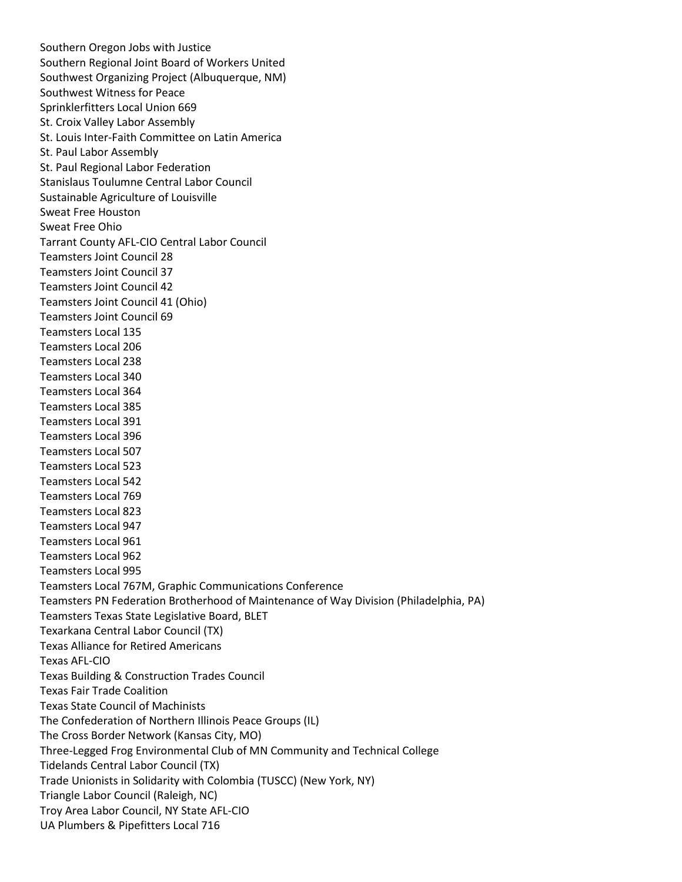Southern Oregon Jobs with Justice
Southern Regional Joint Board of Workers United
Southwest Organizing Project (Albuquerque, NM)
Southwest Witness for Peace
Sprinklerfitters Local Union 669
St. Croix Valley Labor Assembly
St. Louis Inter-Faith Committee on Latin America
St. Paul Labor Assembly
St. Paul Regional Labor Federation
Stanislaus Toulumne Central Labor Council
Sustainable Agriculture of Louisville
Sweat Free Houston
Sweat Free Ohio
Tarrant County AFL-CIO Central Labor Council
Teamsters Joint Council 28
Teamsters Joint Council 37
Teamsters Joint Council 42
Teamsters Joint Council 41 (Ohio)
Teamsters Joint Council 69
Teamsters Local 135
Teamsters Local 206
Teamsters Local 238
Teamsters Local 340
Teamsters Local 364
Teamsters Local 385
Teamsters Local 391
Teamsters Local 396
Teamsters Local 507
Teamsters Local 523
Teamsters Local 542
Teamsters Local 769
Teamsters Local 823
Teamsters Local 947
Teamsters Local 961
Teamsters Local 962
Teamsters Local 995
Teamsters Local 767M, Graphic Communications Conference
Teamsters PN Federation Brotherhood of Maintenance of Way Division (Philadelphia, PA)
Teamsters Texas State Legislative Board, BLET
Texarkana Central Labor Council (TX)
Texas Alliance for Retired Americans
Texas AFL-CIO
Texas Building & Construction Trades Council
Texas Fair Trade Coalition
Texas State Council of Machinists
The Confederation of Northern Illinois Peace Groups (IL)
The Cross Border Network (Kansas City, MO)
Three-Legged Frog Environmental Club of MN Community and Technical College
Tidelands Central Labor Council (TX)
Trade Unionists in Solidarity with Colombia (TUSCC) (New York, NY)
Triangle Labor Council (Raleigh, NC)
Troy Area Labor Council, NY State AFL-CIO
UA Plumbers & Pipefitters Local 716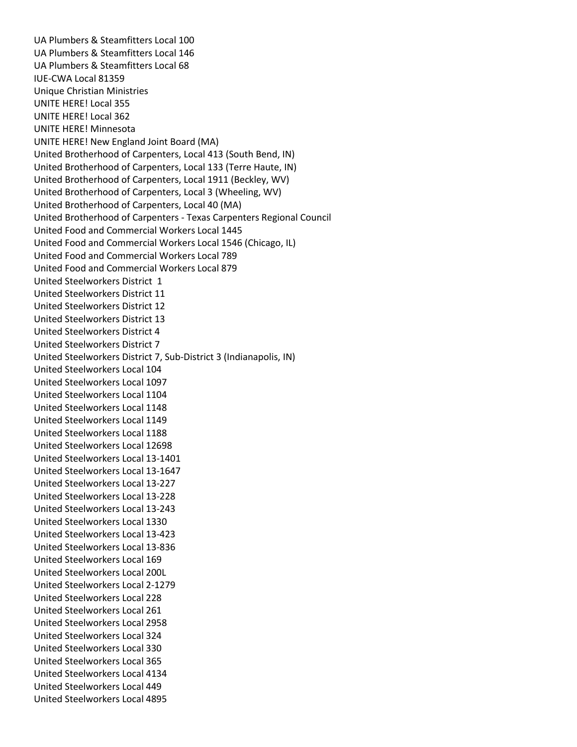UA Plumbers & Steamfitters Local 100
UA Plumbers & Steamfitters Local 146
UA Plumbers & Steamfitters Local 68
IUE-CWA Local 81359
Unique Christian Ministries
UNITE HERE! Local 355
UNITE HERE! Local 362
UNITE HERE! Minnesota
UNITE HERE! New England Joint Board (MA)
United Brotherhood of Carpenters, Local 413 (South Bend, IN)
United Brotherhood of Carpenters, Local 133 (Terre Haute, IN)
United Brotherhood of Carpenters, Local 1911 (Beckley, WV)
United Brotherhood of Carpenters, Local 3 (Wheeling, WV)
United Brotherhood of Carpenters, Local 40 (MA)
United Brotherhood of Carpenters - Texas Carpenters Regional Council
United Food and Commercial Workers Local 1445
United Food and Commercial Workers Local 1546 (Chicago, IL)
United Food and Commercial Workers Local 789
United Food and Commercial Workers Local 879
United Steelworkers District 1
United Steelworkers District 11
United Steelworkers District 12
United Steelworkers District 13
United Steelworkers District 4
United Steelworkers District 7
United Steelworkers District 7, Sub-District 3 (Indianapolis, IN)
United Steelworkers Local 104
United Steelworkers Local 1097
United Steelworkers Local 1104
United Steelworkers Local 1148
United Steelworkers Local 1149
United Steelworkers Local 1188
United Steelworkers Local 12698
United Steelworkers Local 13-1401
United Steelworkers Local 13-1647
United Steelworkers Local 13-227
United Steelworkers Local 13-228
United Steelworkers Local 13-243
United Steelworkers Local 1330
United Steelworkers Local 13-423
United Steelworkers Local 13-836
United Steelworkers Local 169
United Steelworkers Local 200L
United Steelworkers Local 2-1279
United Steelworkers Local 228
United Steelworkers Local 261
United Steelworkers Local 2958
United Steelworkers Local 324
United Steelworkers Local 330
United Steelworkers Local 365
United Steelworkers Local 4134
United Steelworkers Local 449
United Steelworkers Local 4895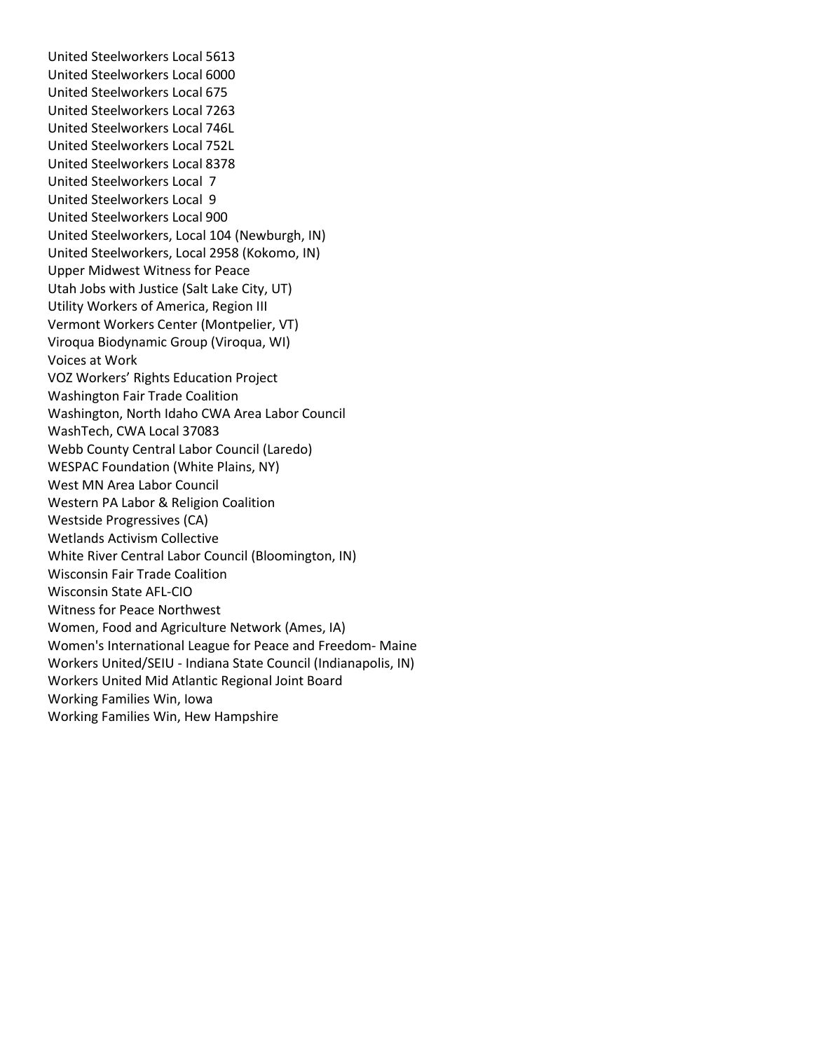United Steelworkers Local 5613
United Steelworkers Local 6000
United Steelworkers Local 675
United Steelworkers Local 7263
United Steelworkers Local 746L
United Steelworkers Local 752L
United Steelworkers Local 8378
United Steelworkers Local 7
United Steelworkers Local 9
United Steelworkers Local 900
United Steelworkers, Local 104 (Newburgh, IN)
United Steelworkers, Local 2958 (Kokomo, IN)
Upper Midwest Witness for Peace
Utah Jobs with Justice (Salt Lake City, UT)
Utility Workers of America, Region III
Vermont Workers Center (Montpelier, VT)
Viroqua Biodynamic Group (Viroqua, WI)
Voices at Work
VOZ Workers' Rights Education Project
Washington Fair Trade Coalition
Washington, North Idaho CWA Area Labor Council
WashTech, CWA Local 37083
Webb County Central Labor Council (Laredo)
WESPAC Foundation (White Plains, NY)
West MN Area Labor Council
Western PA Labor & Religion Coalition
Westside Progressives (CA)
Wetlands Activism Collective
White River Central Labor Council (Bloomington, IN)
Wisconsin Fair Trade Coalition
Wisconsin State AFL-CIO
Witness for Peace Northwest
Women, Food and Agriculture Network (Ames, IA)
Women's International League for Peace and Freedom- Maine
Workers United/SEIU - Indiana State Council (Indianapolis, IN)
Workers United Mid Atlantic Regional Joint Board
Working Families Win, Iowa
Working Families Win, Hew Hampshire